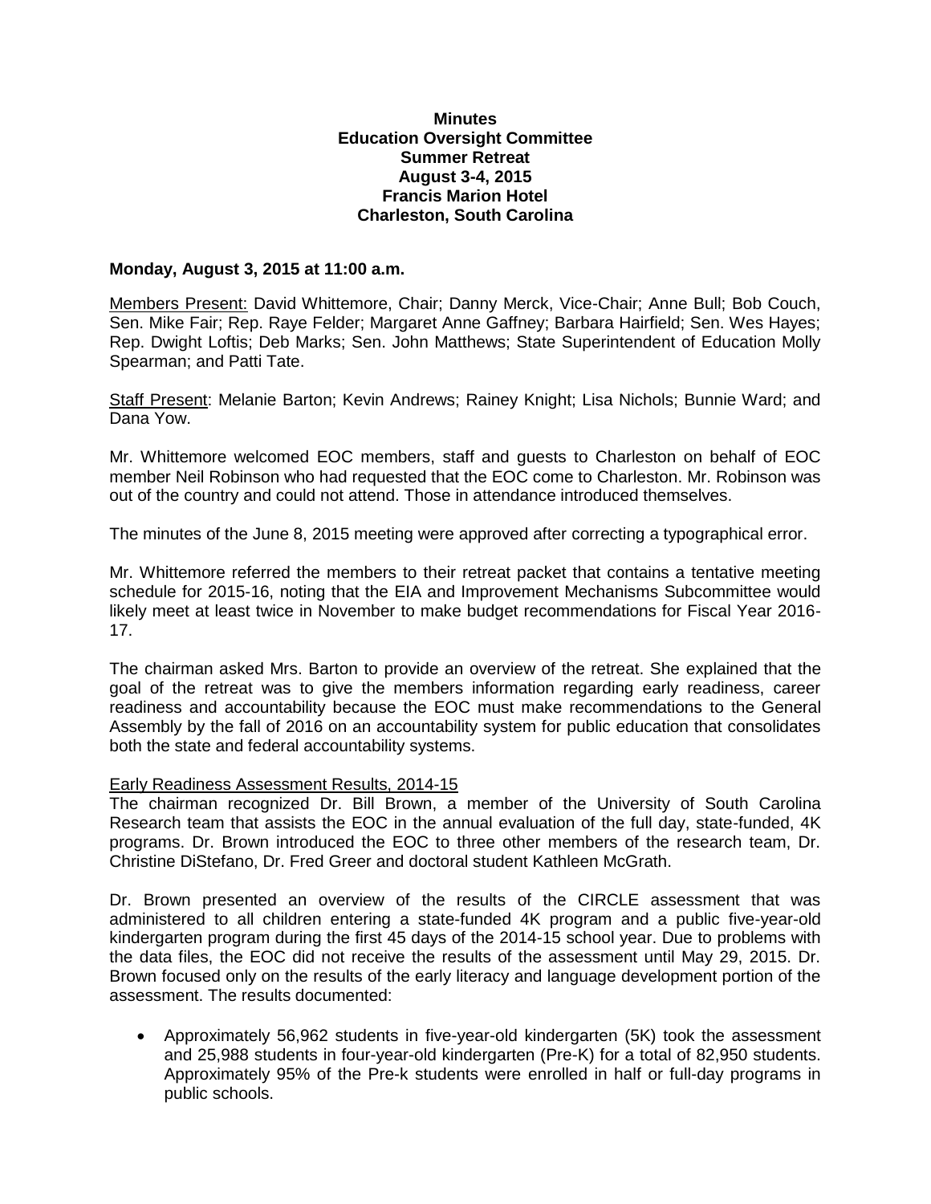**Minutes**
**Education Oversight Committee**
**Summer Retreat**
**August 3-4, 2015**
**Francis Marion Hotel**
**Charleston, South Carolina**

**Monday, August 3, 2015 at 11:00 a.m.**

Members Present: David Whittemore, Chair; Danny Merck, Vice-Chair; Anne Bull; Bob Couch, Sen. Mike Fair; Rep. Raye Felder; Margaret Anne Gaffney; Barbara Hairfield; Sen. Wes Hayes; Rep. Dwight Loftis; Deb Marks; Sen. John Matthews; State Superintendent of Education Molly Spearman; and Patti Tate.

Staff Present: Melanie Barton; Kevin Andrews; Rainey Knight; Lisa Nichols; Bunnie Ward; and Dana Yow.

Mr. Whittemore welcomed EOC members, staff and guests to Charleston on behalf of EOC member Neil Robinson who had requested that the EOC come to Charleston. Mr. Robinson was out of the country and could not attend. Those in attendance introduced themselves.

The minutes of the June 8, 2015 meeting were approved after correcting a typographical error.

Mr. Whittemore referred the members to their retreat packet that contains a tentative meeting schedule for 2015-16, noting that the EIA and Improvement Mechanisms Subcommittee would likely meet at least twice in November to make budget recommendations for Fiscal Year 2016-17.

The chairman asked Mrs. Barton to provide an overview of the retreat. She explained that the goal of the retreat was to give the members information regarding early readiness, career readiness and accountability because the EOC must make recommendations to the General Assembly by the fall of 2016 on an accountability system for public education that consolidates both the state and federal accountability systems.

Early Readiness Assessment Results, 2014-15

The chairman recognized Dr. Bill Brown, a member of the University of South Carolina Research team that assists the EOC in the annual evaluation of the full day, state-funded, 4K programs. Dr. Brown introduced the EOC to three other members of the research team, Dr. Christine DiStefano, Dr. Fred Greer and doctoral student Kathleen McGrath.

Dr. Brown presented an overview of the results of the CIRCLE assessment that was administered to all children entering a state-funded 4K program and a public five-year-old kindergarten program during the first 45 days of the 2014-15 school year. Due to problems with the data files, the EOC did not receive the results of the assessment until May 29, 2015. Dr. Brown focused only on the results of the early literacy and language development portion of the assessment. The results documented:

- Approximately 56,962 students in five-year-old kindergarten (5K) took the assessment and 25,988 students in four-year-old kindergarten (Pre-K) for a total of 82,950 students. Approximately 95% of the Pre-k students were enrolled in half or full-day programs in public schools.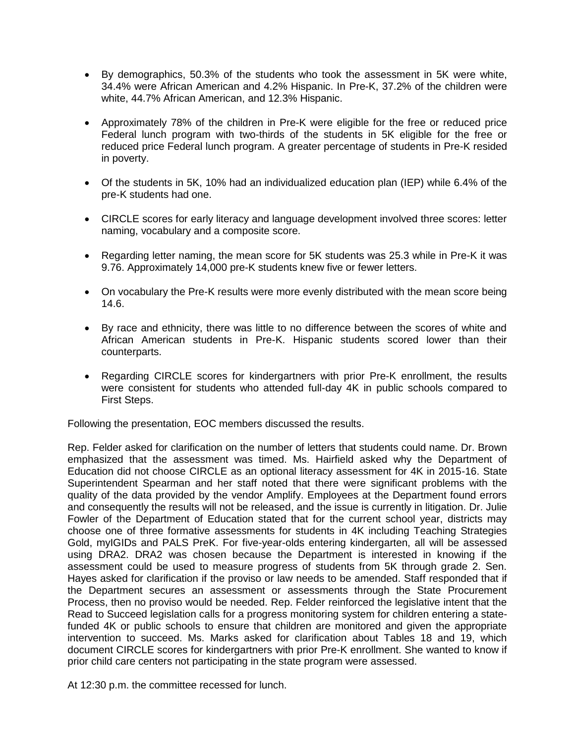- By demographics, 50.3% of the students who took the assessment in 5K were white, 34.4% were African American and 4.2% Hispanic. In Pre-K, 37.2% of the children were white, 44.7% African American, and 12.3% Hispanic.

- Approximately 78% of the children in Pre-K were eligible for the free or reduced price Federal lunch program with two-thirds of the students in 5K eligible for the free or reduced price Federal lunch program. A greater percentage of students in Pre-K resided in poverty.

- Of the students in 5K, 10% had an individualized education plan (IEP) while 6.4% of the pre-K students had one.

- CIRCLE scores for early literacy and language development involved three scores: letter naming, vocabulary and a composite score.

- Regarding letter naming, the mean score for 5K students was 25.3 while in Pre-K it was 9.76. Approximately 14,000 pre-K students knew five or fewer letters.

- On vocabulary the Pre-K results were more evenly distributed with the mean score being 14.6.

- By race and ethnicity, there was little to no difference between the scores of white and African American students in Pre-K. Hispanic students scored lower than their counterparts.

- Regarding CIRCLE scores for kindergartners with prior Pre-K enrollment, the results were consistent for students who attended full-day 4K in public schools compared to First Steps.

Following the presentation, EOC members discussed the results.

Rep. Felder asked for clarification on the number of letters that students could name. Dr. Brown emphasized that the assessment was timed. Ms. Hairfield asked why the Department of Education did not choose CIRCLE as an optional literacy assessment for 4K in 2015-16. State Superintendent Spearman and her staff noted that there were significant problems with the quality of the data provided by the vendor Amplify. Employees at the Department found errors and consequently the results will not be released, and the issue is currently in litigation. Dr. Julie Fowler of the Department of Education stated that for the current school year, districts may choose one of three formative assessments for students in 4K including Teaching Strategies Gold, myIGIDs and PALS PreK. For five-year-olds entering kindergarten, all will be assessed using DRA2. DRA2 was chosen because the Department is interested in knowing if the assessment could be used to measure progress of students from 5K through grade 2. Sen. Hayes asked for clarification if the proviso or law needs to be amended. Staff responded that if the Department secures an assessment or assessments through the State Procurement Process, then no proviso would be needed. Rep. Felder reinforced the legislative intent that the Read to Succeed legislation calls for a progress monitoring system for children entering a state-funded 4K or public schools to ensure that children are monitored and given the appropriate intervention to succeed. Ms. Marks asked for clarification about Tables 18 and 19, which document CIRCLE scores for kindergartners with prior Pre-K enrollment. She wanted to know if prior child care centers not participating in the state program were assessed.

At 12:30 p.m. the committee recessed for lunch.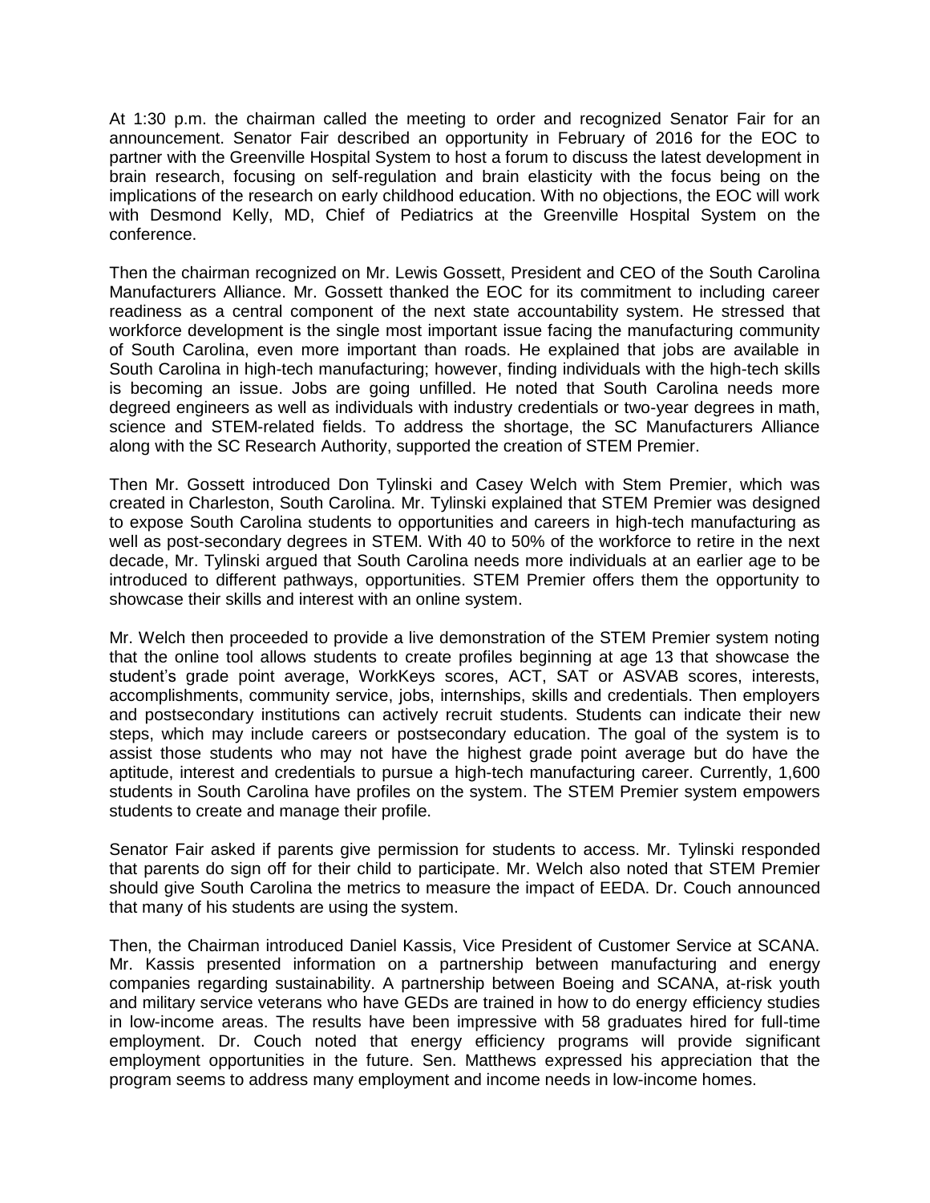At 1:30 p.m. the chairman called the meeting to order and recognized Senator Fair for an announcement. Senator Fair described an opportunity in February of 2016 for the EOC to partner with the Greenville Hospital System to host a forum to discuss the latest development in brain research, focusing on self-regulation and brain elasticity with the focus being on the implications of the research on early childhood education. With no objections, the EOC will work with Desmond Kelly, MD, Chief of Pediatrics at the Greenville Hospital System on the conference.

Then the chairman recognized on Mr. Lewis Gossett, President and CEO of the South Carolina Manufacturers Alliance. Mr. Gossett thanked the EOC for its commitment to including career readiness as a central component of the next state accountability system. He stressed that workforce development is the single most important issue facing the manufacturing community of South Carolina, even more important than roads. He explained that jobs are available in South Carolina in high-tech manufacturing; however, finding individuals with the high-tech skills is becoming an issue. Jobs are going unfilled. He noted that South Carolina needs more degreed engineers as well as individuals with industry credentials or two-year degrees in math, science and STEM-related fields. To address the shortage, the SC Manufacturers Alliance along with the SC Research Authority, supported the creation of STEM Premier.

Then Mr. Gossett introduced Don Tylinski and Casey Welch with Stem Premier, which was created in Charleston, South Carolina. Mr. Tylinski explained that STEM Premier was designed to expose South Carolina students to opportunities and careers in high-tech manufacturing as well as post-secondary degrees in STEM. With 40 to 50% of the workforce to retire in the next decade, Mr. Tylinski argued that South Carolina needs more individuals at an earlier age to be introduced to different pathways, opportunities. STEM Premier offers them the opportunity to showcase their skills and interest with an online system.

Mr. Welch then proceeded to provide a live demonstration of the STEM Premier system noting that the online tool allows students to create profiles beginning at age 13 that showcase the student's grade point average, WorkKeys scores, ACT, SAT or ASVAB scores, interests, accomplishments, community service, jobs, internships, skills and credentials. Then employers and postsecondary institutions can actively recruit students. Students can indicate their new steps, which may include careers or postsecondary education. The goal of the system is to assist those students who may not have the highest grade point average but do have the aptitude, interest and credentials to pursue a high-tech manufacturing career. Currently, 1,600 students in South Carolina have profiles on the system. The STEM Premier system empowers students to create and manage their profile.

Senator Fair asked if parents give permission for students to access. Mr. Tylinski responded that parents do sign off for their child to participate. Mr. Welch also noted that STEM Premier should give South Carolina the metrics to measure the impact of EEDA. Dr. Couch announced that many of his students are using the system.

Then, the Chairman introduced Daniel Kassis, Vice President of Customer Service at SCANA. Mr. Kassis presented information on a partnership between manufacturing and energy companies regarding sustainability. A partnership between Boeing and SCANA, at-risk youth and military service veterans who have GEDs are trained in how to do energy efficiency studies in low-income areas. The results have been impressive with 58 graduates hired for full-time employment. Dr. Couch noted that energy efficiency programs will provide significant employment opportunities in the future. Sen. Matthews expressed his appreciation that the program seems to address many employment and income needs in low-income homes.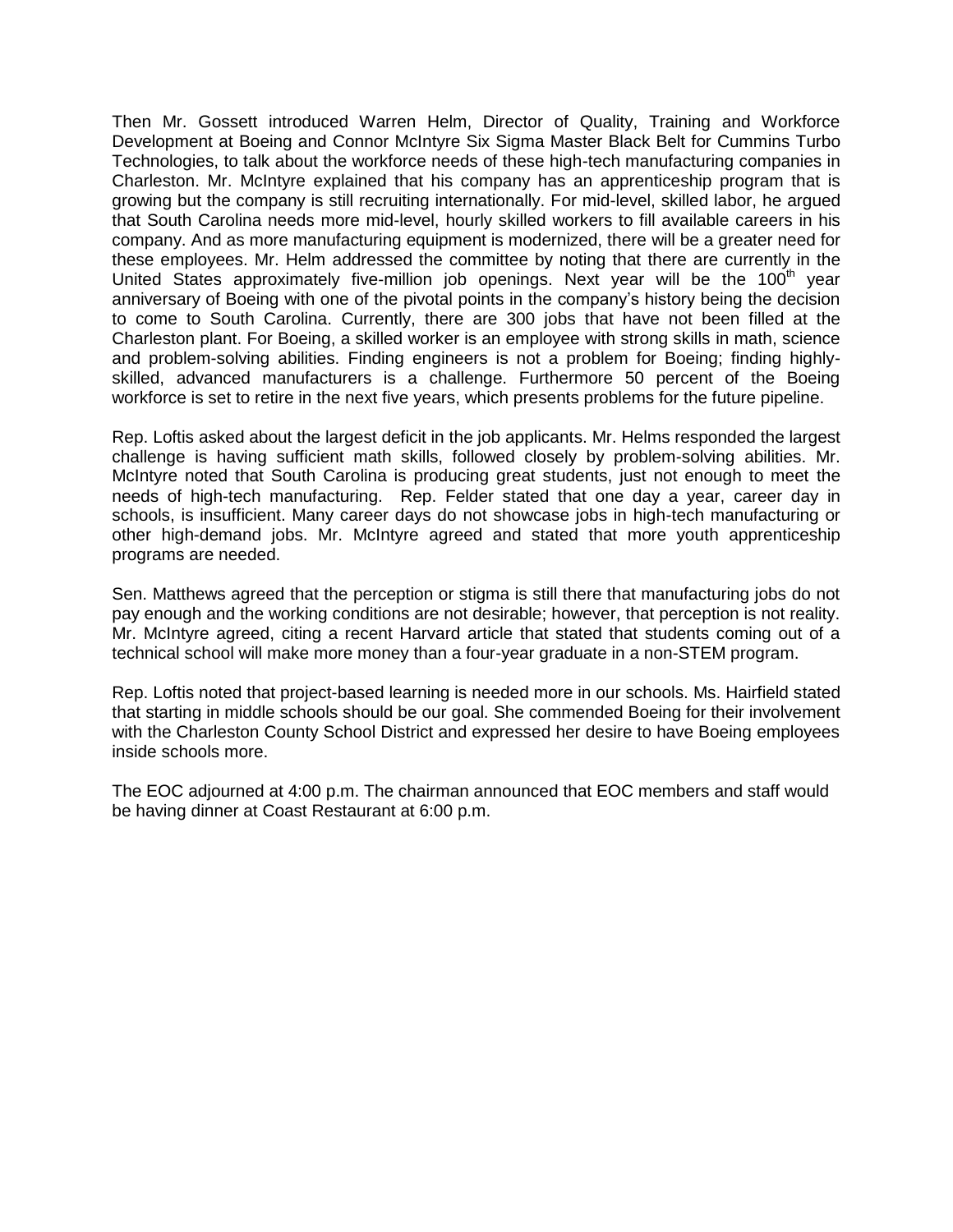Then Mr. Gossett introduced Warren Helm, Director of Quality, Training and Workforce Development at Boeing and Connor McIntyre Six Sigma Master Black Belt for Cummins Turbo Technologies, to talk about the workforce needs of these high-tech manufacturing companies in Charleston. Mr. McIntyre explained that his company has an apprenticeship program that is growing but the company is still recruiting internationally. For mid-level, skilled labor, he argued that South Carolina needs more mid-level, hourly skilled workers to fill available careers in his company. And as more manufacturing equipment is modernized, there will be a greater need for these employees. Mr. Helm addressed the committee by noting that there are currently in the United States approximately five-million job openings. Next year will be the 100th year anniversary of Boeing with one of the pivotal points in the company's history being the decision to come to South Carolina. Currently, there are 300 jobs that have not been filled at the Charleston plant. For Boeing, a skilled worker is an employee with strong skills in math, science and problem-solving abilities. Finding engineers is not a problem for Boeing; finding highly-skilled, advanced manufacturers is a challenge. Furthermore 50 percent of the Boeing workforce is set to retire in the next five years, which presents problems for the future pipeline.

Rep. Loftis asked about the largest deficit in the job applicants. Mr. Helms responded the largest challenge is having sufficient math skills, followed closely by problem-solving abilities. Mr. McIntyre noted that South Carolina is producing great students, just not enough to meet the needs of high-tech manufacturing. Rep. Felder stated that one day a year, career day in schools, is insufficient. Many career days do not showcase jobs in high-tech manufacturing or other high-demand jobs. Mr. McIntyre agreed and stated that more youth apprenticeship programs are needed.

Sen. Matthews agreed that the perception or stigma is still there that manufacturing jobs do not pay enough and the working conditions are not desirable; however, that perception is not reality. Mr. McIntyre agreed, citing a recent Harvard article that stated that students coming out of a technical school will make more money than a four-year graduate in a non-STEM program.

Rep. Loftis noted that project-based learning is needed more in our schools. Ms. Hairfield stated that starting in middle schools should be our goal. She commended Boeing for their involvement with the Charleston County School District and expressed her desire to have Boeing employees inside schools more.

The EOC adjourned at 4:00 p.m. The chairman announced that EOC members and staff would be having dinner at Coast Restaurant at 6:00 p.m.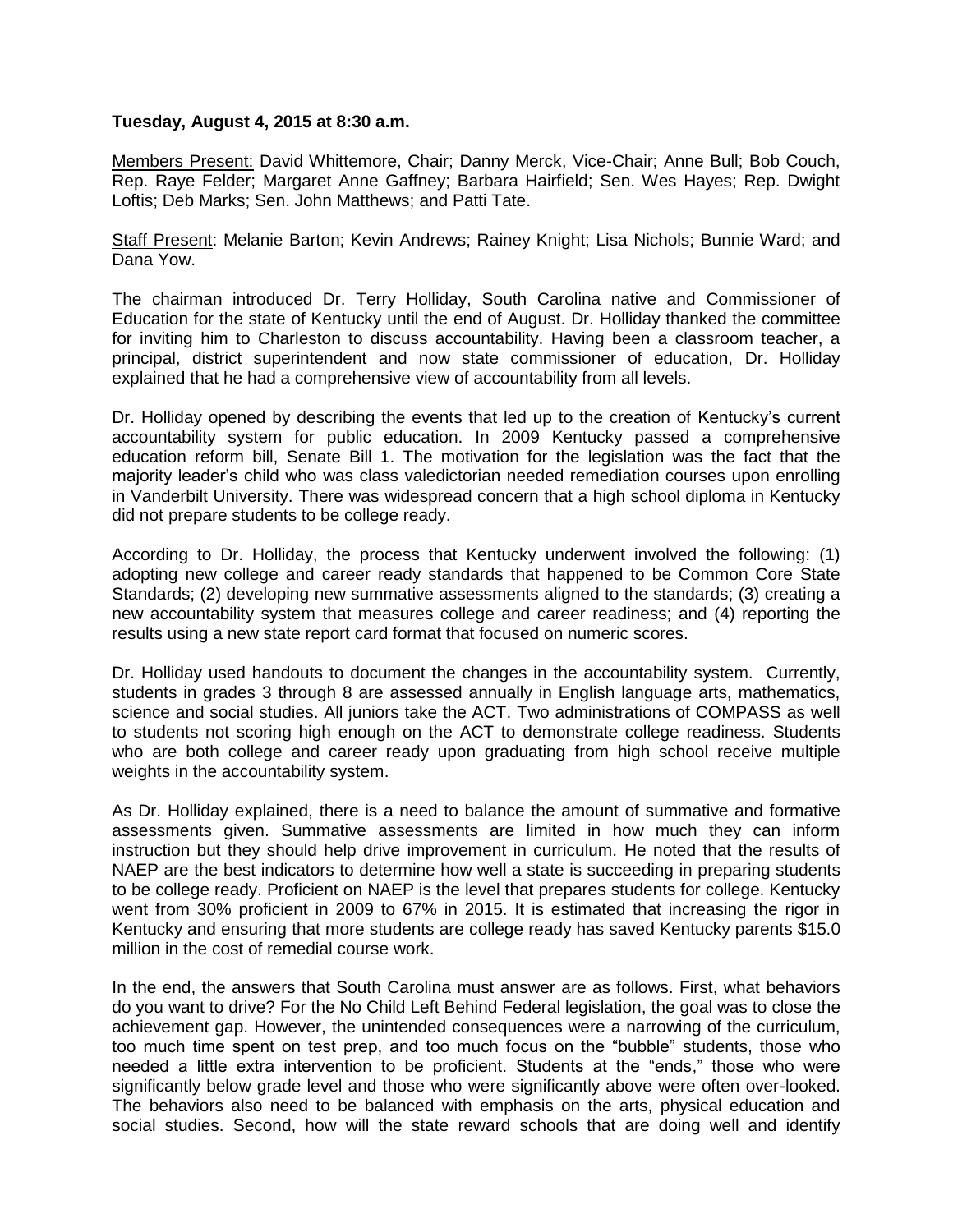**Tuesday, August 4, 2015 at 8:30 a.m.**

Members Present: David Whittemore, Chair; Danny Merck, Vice-Chair; Anne Bull; Bob Couch, Rep. Raye Felder; Margaret Anne Gaffney; Barbara Hairfield; Sen. Wes Hayes; Rep. Dwight Loftis; Deb Marks; Sen. John Matthews; and Patti Tate.

Staff Present: Melanie Barton; Kevin Andrews; Rainey Knight; Lisa Nichols; Bunnie Ward; and Dana Yow.

The chairman introduced Dr. Terry Holliday, South Carolina native and Commissioner of Education for the state of Kentucky until the end of August. Dr. Holliday thanked the committee for inviting him to Charleston to discuss accountability. Having been a classroom teacher, a principal, district superintendent and now state commissioner of education, Dr. Holliday explained that he had a comprehensive view of accountability from all levels.

Dr. Holliday opened by describing the events that led up to the creation of Kentucky's current accountability system for public education. In 2009 Kentucky passed a comprehensive education reform bill, Senate Bill 1. The motivation for the legislation was the fact that the majority leader's child who was class valedictorian needed remediation courses upon enrolling in Vanderbilt University. There was widespread concern that a high school diploma in Kentucky did not prepare students to be college ready.

According to Dr. Holliday, the process that Kentucky underwent involved the following: (1) adopting new college and career ready standards that happened to be Common Core State Standards; (2) developing new summative assessments aligned to the standards; (3) creating a new accountability system that measures college and career readiness; and (4) reporting the results using a new state report card format that focused on numeric scores.

Dr. Holliday used handouts to document the changes in the accountability system. Currently, students in grades 3 through 8 are assessed annually in English language arts, mathematics, science and social studies. All juniors take the ACT. Two administrations of COMPASS as well to students not scoring high enough on the ACT to demonstrate college readiness. Students who are both college and career ready upon graduating from high school receive multiple weights in the accountability system.

As Dr. Holliday explained, there is a need to balance the amount of summative and formative assessments given. Summative assessments are limited in how much they can inform instruction but they should help drive improvement in curriculum. He noted that the results of NAEP are the best indicators to determine how well a state is succeeding in preparing students to be college ready. Proficient on NAEP is the level that prepares students for college. Kentucky went from 30% proficient in 2009 to 67% in 2015. It is estimated that increasing the rigor in Kentucky and ensuring that more students are college ready has saved Kentucky parents $15.0 million in the cost of remedial course work.

In the end, the answers that South Carolina must answer are as follows. First, what behaviors do you want to drive? For the No Child Left Behind Federal legislation, the goal was to close the achievement gap. However, the unintended consequences were a narrowing of the curriculum, too much time spent on test prep, and too much focus on the "bubble" students, those who needed a little extra intervention to be proficient. Students at the "ends," those who were significantly below grade level and those who were significantly above were often over-looked. The behaviors also need to be balanced with emphasis on the arts, physical education and social studies. Second, how will the state reward schools that are doing well and identify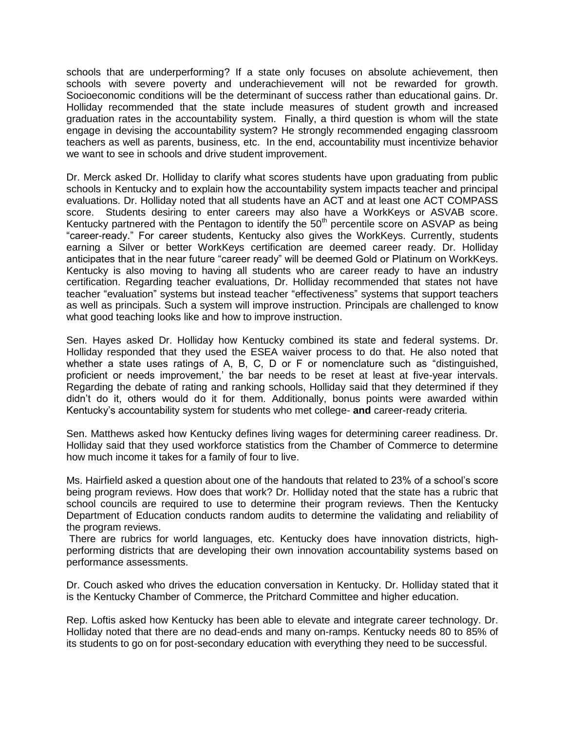schools that are underperforming? If a state only focuses on absolute achievement, then schools with severe poverty and underachievement will not be rewarded for growth. Socioeconomic conditions will be the determinant of success rather than educational gains. Dr. Holliday recommended that the state include measures of student growth and increased graduation rates in the accountability system. Finally, a third question is whom will the state engage in devising the accountability system? He strongly recommended engaging classroom teachers as well as parents, business, etc. In the end, accountability must incentivize behavior we want to see in schools and drive student improvement.

Dr. Merck asked Dr. Holliday to clarify what scores students have upon graduating from public schools in Kentucky and to explain how the accountability system impacts teacher and principal evaluations. Dr. Holliday noted that all students have an ACT and at least one ACT COMPASS score. Students desiring to enter careers may also have a WorkKeys or ASVAB score. Kentucky partnered with the Pentagon to identify the 50th percentile score on ASVAP as being "career-ready." For career students, Kentucky also gives the WorkKeys. Currently, students earning a Silver or better WorkKeys certification are deemed career ready. Dr. Holliday anticipates that in the near future "career ready" will be deemed Gold or Platinum on WorkKeys. Kentucky is also moving to having all students who are career ready to have an industry certification. Regarding teacher evaluations, Dr. Holliday recommended that states not have teacher "evaluation" systems but instead teacher "effectiveness" systems that support teachers as well as principals. Such a system will improve instruction. Principals are challenged to know what good teaching looks like and how to improve instruction.

Sen. Hayes asked Dr. Holliday how Kentucky combined its state and federal systems. Dr. Holliday responded that they used the ESEA waiver process to do that. He also noted that whether a state uses ratings of A, B, C, D or F or nomenclature such as "distinguished, proficient or needs improvement,' the bar needs to be reset at least at five-year intervals. Regarding the debate of rating and ranking schools, Holliday said that they determined if they didn't do it, others would do it for them. Additionally, bonus points were awarded within Kentucky's accountability system for students who met college- **and** career-ready criteria.

Sen. Matthews asked how Kentucky defines living wages for determining career readiness. Dr. Holliday said that they used workforce statistics from the Chamber of Commerce to determine how much income it takes for a family of four to live.

Ms. Hairfield asked a question about one of the handouts that related to 23% of a school's score being program reviews. How does that work? Dr. Holliday noted that the state has a rubric that school councils are required to use to determine their program reviews. Then the Kentucky Department of Education conducts random audits to determine the validating and reliability of the program reviews.

There are rubrics for world languages, etc. Kentucky does have innovation districts, high-performing districts that are developing their own innovation accountability systems based on performance assessments.

Dr. Couch asked who drives the education conversation in Kentucky. Dr. Holliday stated that it is the Kentucky Chamber of Commerce, the Pritchard Committee and higher education.

Rep. Loftis asked how Kentucky has been able to elevate and integrate career technology. Dr. Holliday noted that there are no dead-ends and many on-ramps. Kentucky needs 80 to 85% of its students to go on for post-secondary education with everything they need to be successful.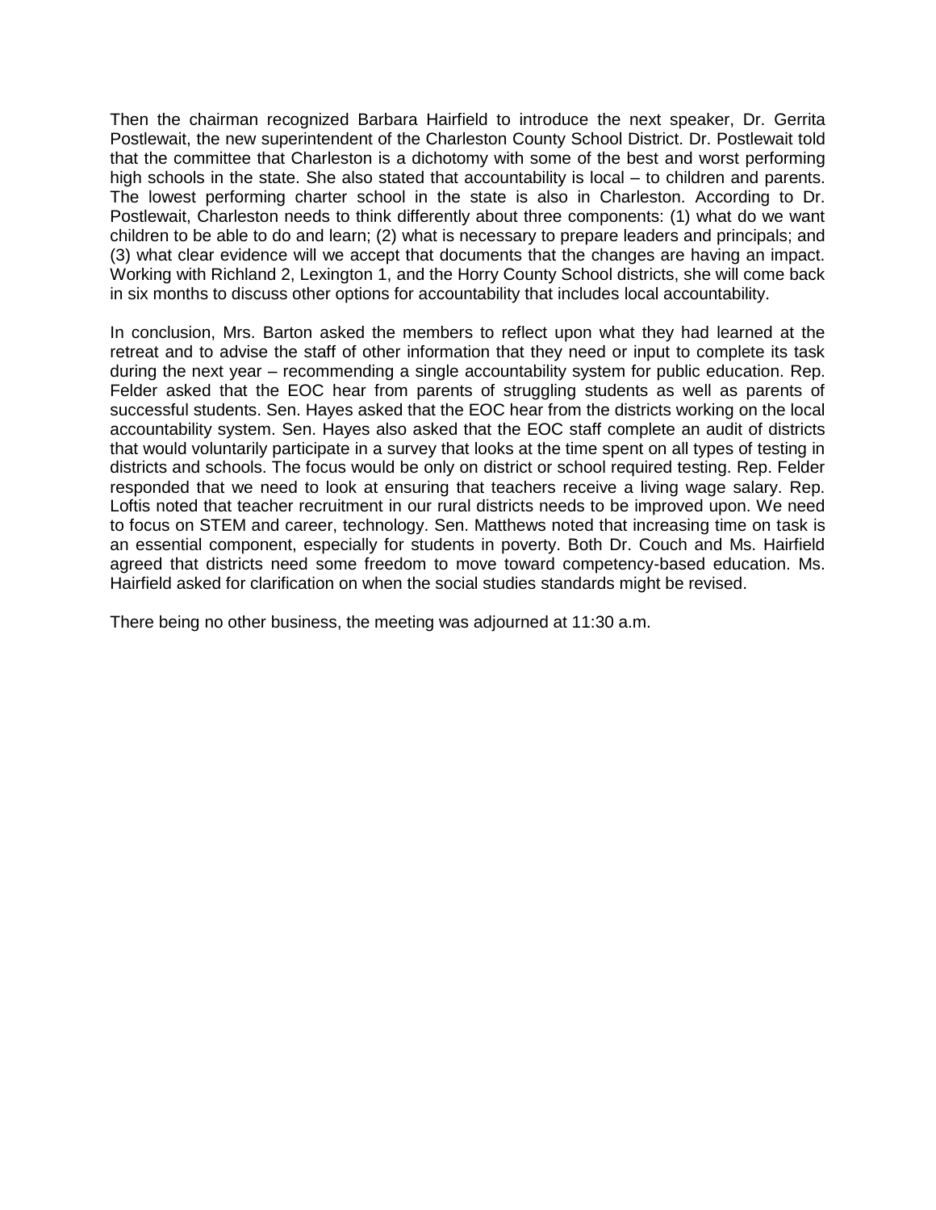Then the chairman recognized Barbara Hairfield to introduce the next speaker, Dr. Gerrita Postlewait, the new superintendent of the Charleston County School District. Dr. Postlewait told that the committee that Charleston is a dichotomy with some of the best and worst performing high schools in the state. She also stated that accountability is local – to children and parents. The lowest performing charter school in the state is also in Charleston. According to Dr. Postlewait, Charleston needs to think differently about three components: (1) what do we want children to be able to do and learn; (2) what is necessary to prepare leaders and principals; and (3) what clear evidence will we accept that documents that the changes are having an impact. Working with Richland 2, Lexington 1, and the Horry County School districts, she will come back in six months to discuss other options for accountability that includes local accountability.

In conclusion, Mrs. Barton asked the members to reflect upon what they had learned at the retreat and to advise the staff of other information that they need or input to complete its task during the next year – recommending a single accountability system for public education. Rep. Felder asked that the EOC hear from parents of struggling students as well as parents of successful students. Sen. Hayes asked that the EOC hear from the districts working on the local accountability system. Sen. Hayes also asked that the EOC staff complete an audit of districts that would voluntarily participate in a survey that looks at the time spent on all types of testing in districts and schools. The focus would be only on district or school required testing. Rep. Felder responded that we need to look at ensuring that teachers receive a living wage salary. Rep. Loftis noted that teacher recruitment in our rural districts needs to be improved upon. We need to focus on STEM and career, technology. Sen. Matthews noted that increasing time on task is an essential component, especially for students in poverty. Both Dr. Couch and Ms. Hairfield agreed that districts need some freedom to move toward competency-based education. Ms. Hairfield asked for clarification on when the social studies standards might be revised.

There being no other business, the meeting was adjourned at 11:30 a.m.